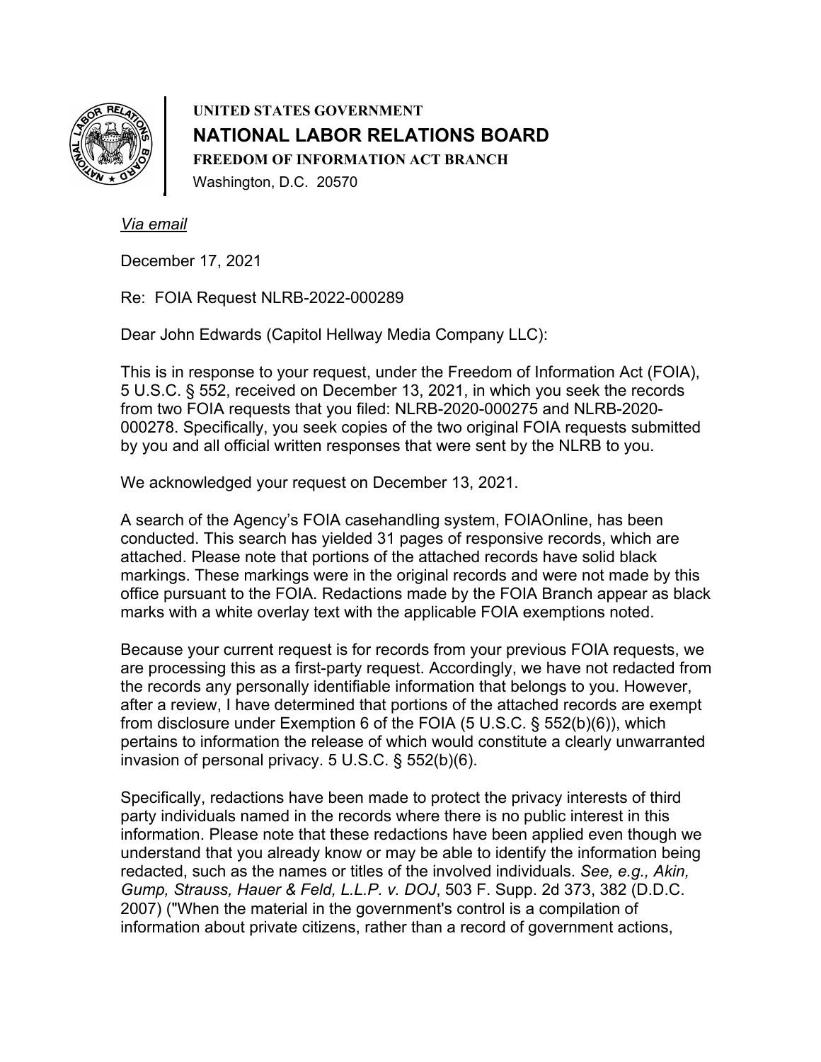**UNITED STATES GOVERNMENT**

**NATIONAL LABOR RELATIONS BOARD**

**FREEDOM OF INFORMATION ACT BRANCH**

Washington, D.C. 20570

*Via email*

December 17, 2021

Re: FOIA Request NLRB-2022-000289

Dear John Edwards (Capitol Hellway Media Company LLC):

This is in response to your request, under the Freedom of Information Act (FOIA), 5 U.S.C. § 552, received on December 13, 2021, in which you seek the records from two FOIA requests that you filed: NLRB-2020-000275 and NLRB-2020-000278. Specifically, you seek copies of the two original FOIA requests submitted by you and all official written responses that were sent by the NLRB to you.

We acknowledged your request on December 13, 2021.

A search of the Agency's FOIA casehandling system, FOIAOnline, has been conducted. This search has yielded 31 pages of responsive records, which are attached. Please note that portions of the attached records have solid black markings. These markings were in the original records and were not made by this office pursuant to the FOIA. Redactions made by the FOIA Branch appear as black marks with a white overlay text with the applicable FOIA exemptions noted.

Because your current request is for records from your previous FOIA requests, we are processing this as a first-party request. Accordingly, we have not redacted from the records any personally identifiable information that belongs to you. However, after a review, I have determined that portions of the attached records are exempt from disclosure under Exemption 6 of the FOIA (5 U.S.C. § 552(b)(6)), which pertains to information the release of which would constitute a clearly unwarranted invasion of personal privacy. 5 U.S.C. § 552(b)(6).

Specifically, redactions have been made to protect the privacy interests of third party individuals named in the records where there is no public interest in this information. Please note that these redactions have been applied even though we understand that you already know or may be able to identify the information being redacted, such as the names or titles of the involved individuals. *See, e.g., Akin, Gump, Strauss, Hauer & Feld, L.L.P. v. DOJ*, 503 F. Supp. 2d 373, 382 (D.D.C. 2007) ("When the material in the government's control is a compilation of information about private citizens, rather than a record of government actions,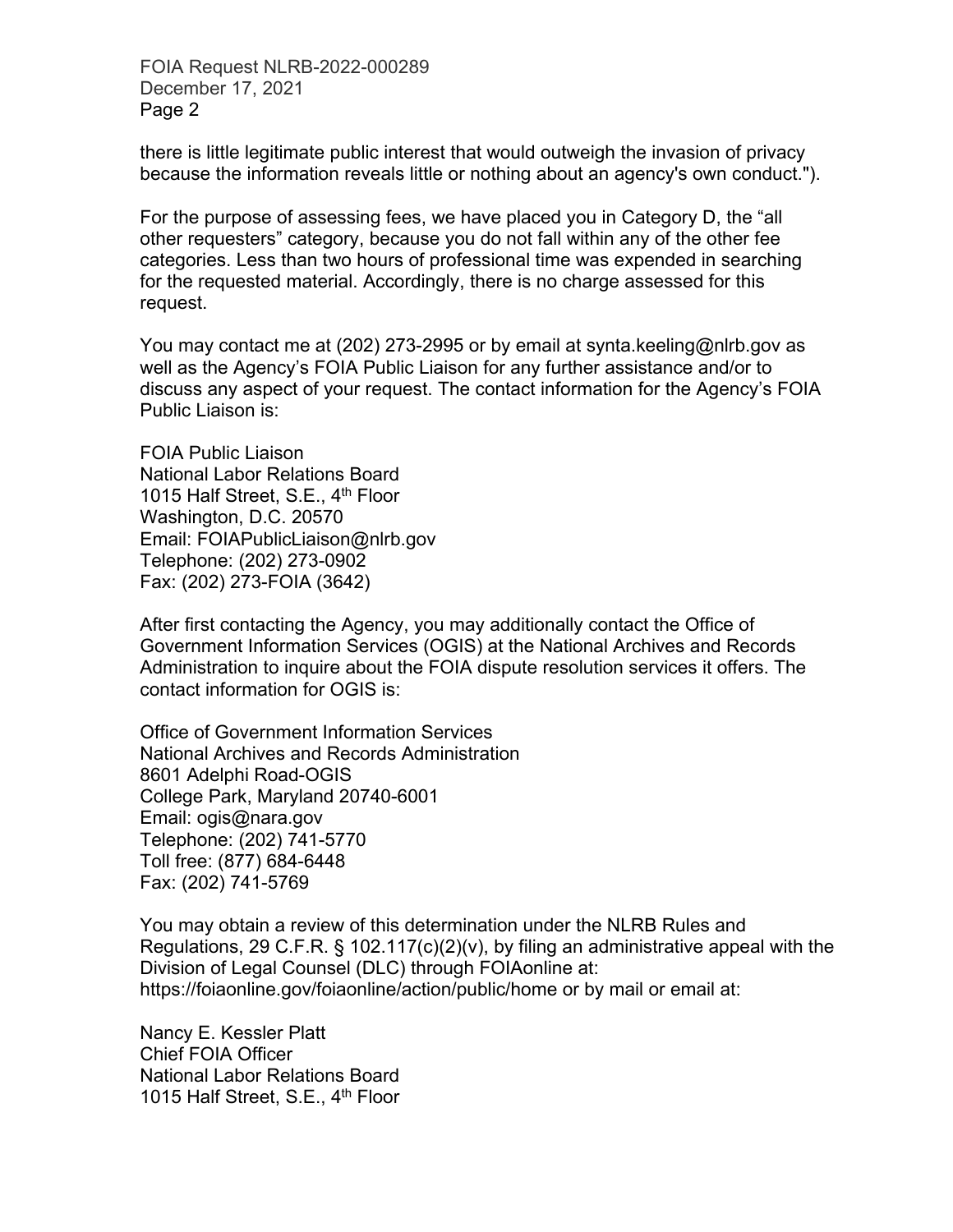there is little legitimate public interest that would outweigh the invasion of privacy because the information reveals little or nothing about an agency's own conduct.").

For the purpose of assessing fees, we have placed you in Category D, the "all other requesters" category, because you do not fall within any of the other fee categories. Less than two hours of professional time was expended in searching for the requested material. Accordingly, there is no charge assessed for this request.

You may contact me at (202) 273-2995 or by email at synta.keeling@nlrb.gov as well as the Agency's FOIA Public Liaison for any further assistance and/or to discuss any aspect of your request. The contact information for the Agency's FOIA Public Liaison is:

FOIA Public Liaison
National Labor Relations Board
1015 Half Street, S.E., 4th Floor
Washington, D.C. 20570
Email: FOIAPublicLiaison@nlrb.gov
Telephone: (202) 273-0902
Fax: (202) 273-FOIA (3642)

After first contacting the Agency, you may additionally contact the Office of Government Information Services (OGIS) at the National Archives and Records Administration to inquire about the FOIA dispute resolution services it offers. The contact information for OGIS is:

Office of Government Information Services
National Archives and Records Administration
8601 Adelphi Road-OGIS
College Park, Maryland 20740-6001
Email: ogis@nara.gov
Telephone: (202) 741-5770
Toll free: (877) 684-6448
Fax: (202) 741-5769

You may obtain a review of this determination under the NLRB Rules and Regulations, 29 C.F.R. § 102.117(c)(2)(v), by filing an administrative appeal with the Division of Legal Counsel (DLC) through FOIAonline at: https://foiaonline.gov/foiaonline/action/public/home or by mail or email at:

Nancy E. Kessler Platt
Chief FOIA Officer
National Labor Relations Board
1015 Half Street, S.E., 4th Floor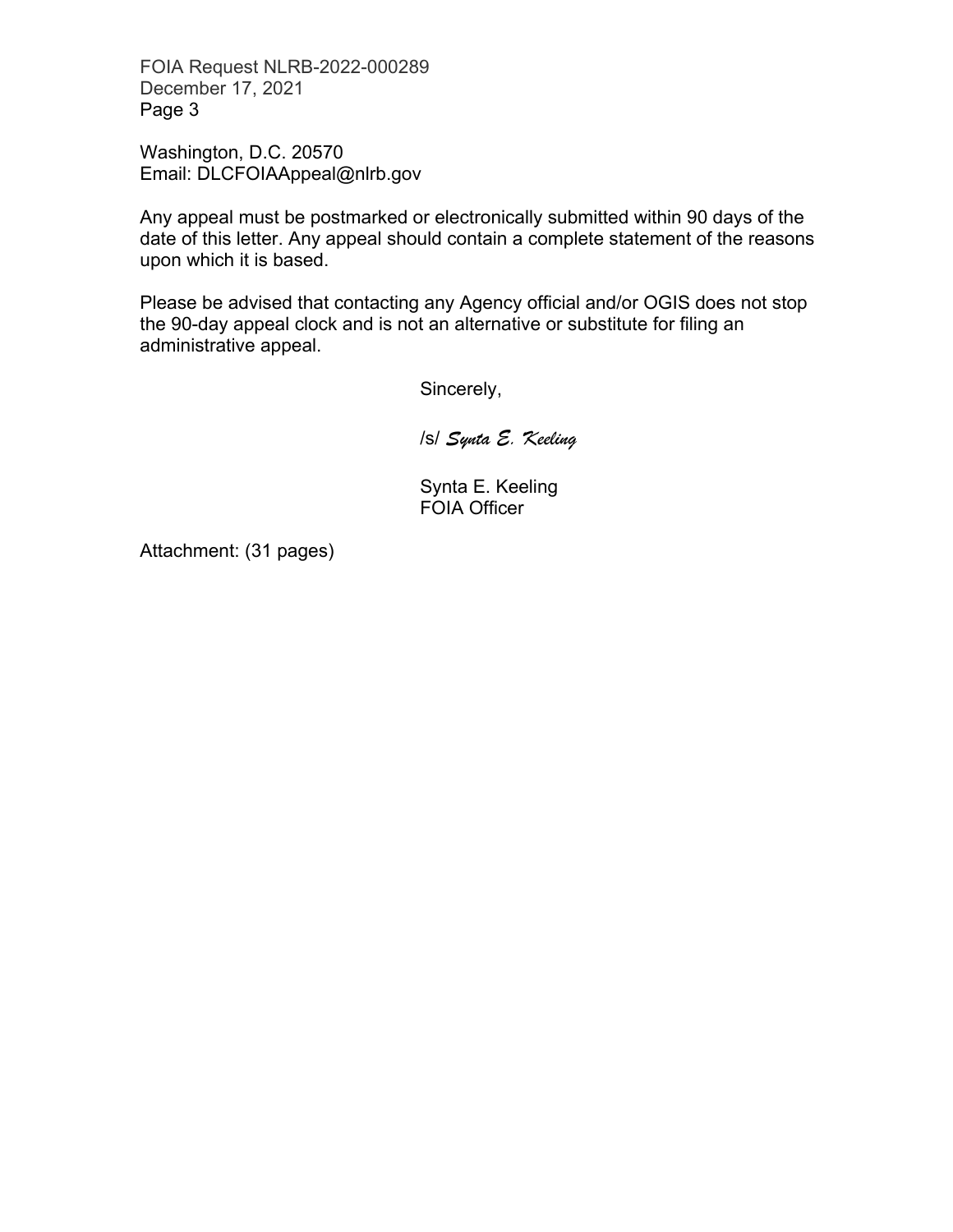Washington, D.C. 20570
Email: DLCFOIAAppeal@nlrb.gov

Any appeal must be postmarked or electronically submitted within 90 days of the date of this letter. Any appeal should contain a complete statement of the reasons upon which it is based.

Please be advised that contacting any Agency official and/or OGIS does not stop the 90-day appeal clock and is not an alternative or substitute for filing an administrative appeal.

Sincerely,

/s/ *Synta E. Keeling*

Synta E. Keeling
FOIA Officer

Attachment: (31 pages)